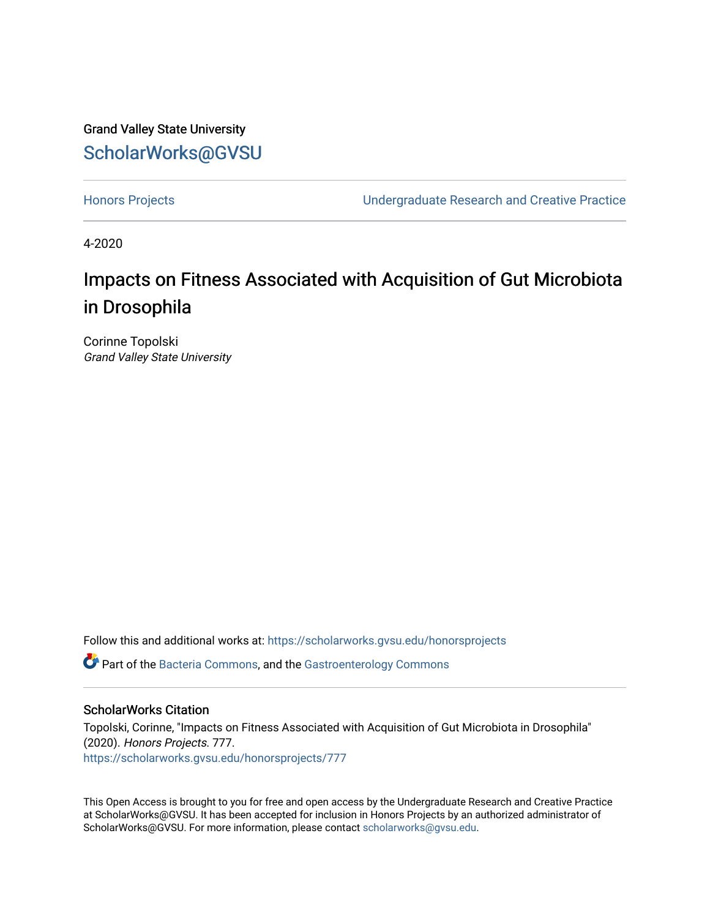Grand Valley State University

# ScholarWorks@GVSU

Honors Projects — Undergraduate Research and Creative Practice

4-2020

# Impacts on Fitness Associated with Acquisition of Gut Microbiota in Drosophila

Corinne Topolski
*Grand Valley State University*

Follow this and additional works at: https://scholarworks.gvsu.edu/honorsprojects

Part of the Bacteria Commons, and the Gastroenterology Commons

## ScholarWorks Citation

Topolski, Corinne, "Impacts on Fitness Associated with Acquisition of Gut Microbiota in Drosophila" (2020). *Honors Projects*. 777.
https://scholarworks.gvsu.edu/honorsprojects/777

This Open Access is brought to you for free and open access by the Undergraduate Research and Creative Practice at ScholarWorks@GVSU. It has been accepted for inclusion in Honors Projects by an authorized administrator of ScholarWorks@GVSU. For more information, please contact scholarworks@gvsu.edu.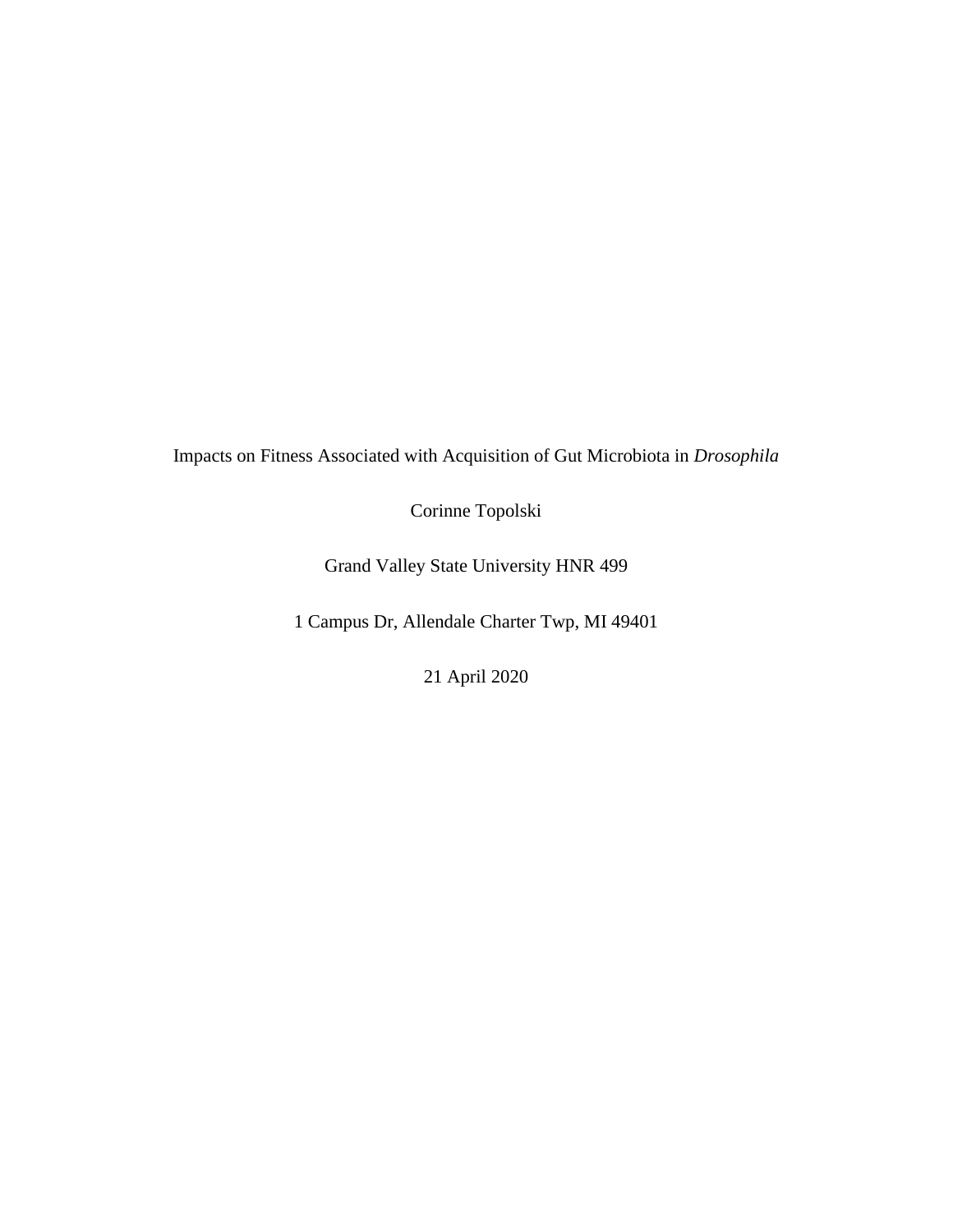Impacts on Fitness Associated with Acquisition of Gut Microbiota in *Drosophila*

Corinne Topolski

Grand Valley State University HNR 499

1 Campus Dr, Allendale Charter Twp, MI 49401

21 April 2020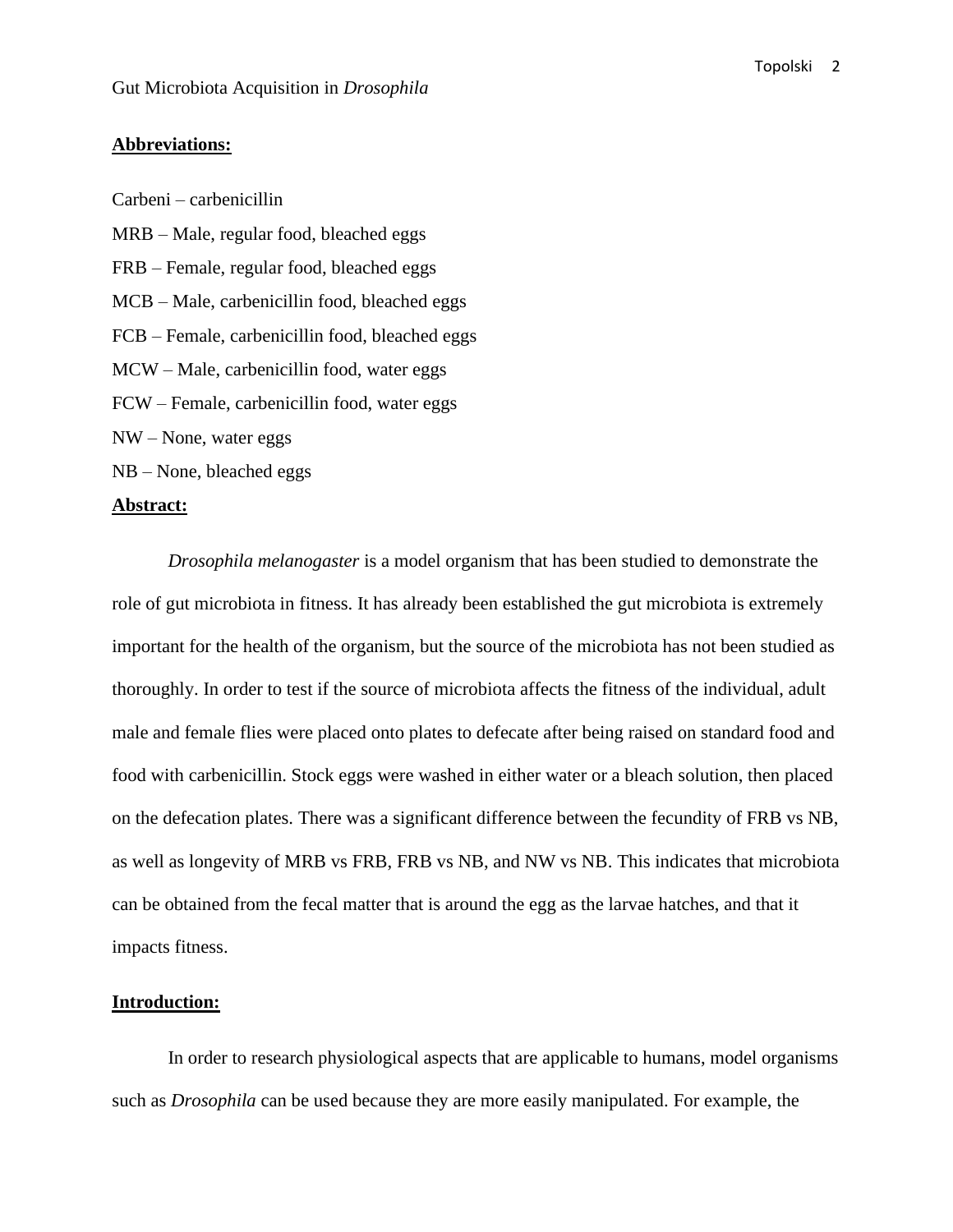Gut Microbiota Acquisition in *Drosophila*

## Abbreviations:

Carbeni – carbenicillin

MRB – Male, regular food, bleached eggs

FRB – Female, regular food, bleached eggs

MCB – Male, carbenicillin food, bleached eggs

FCB – Female, carbenicillin food, bleached eggs

MCW – Male, carbenicillin food, water eggs

FCW – Female, carbenicillin food, water eggs

NW – None, water eggs

NB – None, bleached eggs

## Abstract:

*Drosophila melanogaster* is a model organism that has been studied to demonstrate the role of gut microbiota in fitness. It has already been established the gut microbiota is extremely important for the health of the organism, but the source of the microbiota has not been studied as thoroughly. In order to test if the source of microbiota affects the fitness of the individual, adult male and female flies were placed onto plates to defecate after being raised on standard food and food with carbenicillin. Stock eggs were washed in either water or a bleach solution, then placed on the defecation plates. There was a significant difference between the fecundity of FRB vs NB, as well as longevity of MRB vs FRB, FRB vs NB, and NW vs NB. This indicates that microbiota can be obtained from the fecal matter that is around the egg as the larvae hatches, and that it impacts fitness.

## Introduction:

In order to research physiological aspects that are applicable to humans, model organisms such as *Drosophila* can be used because they are more easily manipulated. For example, the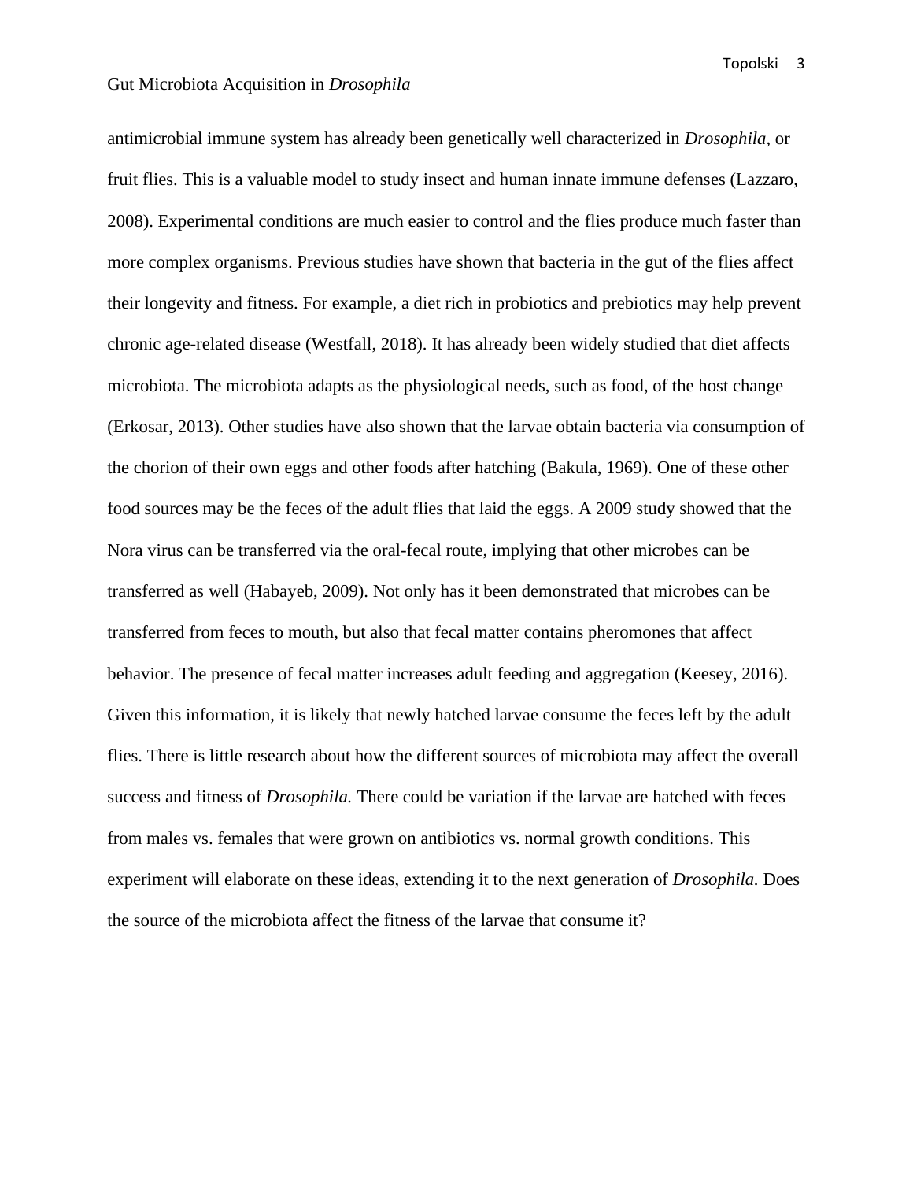antimicrobial immune system has already been genetically well characterized in *Drosophila*, or fruit flies. This is a valuable model to study insect and human innate immune defenses (Lazzaro, 2008). Experimental conditions are much easier to control and the flies produce much faster than more complex organisms. Previous studies have shown that bacteria in the gut of the flies affect their longevity and fitness. For example, a diet rich in probiotics and prebiotics may help prevent chronic age-related disease (Westfall, 2018). It has already been widely studied that diet affects microbiota. The microbiota adapts as the physiological needs, such as food, of the host change (Erkosar, 2013). Other studies have also shown that the larvae obtain bacteria via consumption of the chorion of their own eggs and other foods after hatching (Bakula, 1969). One of these other food sources may be the feces of the adult flies that laid the eggs. A 2009 study showed that the Nora virus can be transferred via the oral-fecal route, implying that other microbes can be transferred as well (Habayeb, 2009). Not only has it been demonstrated that microbes can be transferred from feces to mouth, but also that fecal matter contains pheromones that affect behavior. The presence of fecal matter increases adult feeding and aggregation (Keesey, 2016). Given this information, it is likely that newly hatched larvae consume the feces left by the adult flies. There is little research about how the different sources of microbiota may affect the overall success and fitness of *Drosophila.* There could be variation if the larvae are hatched with feces from males vs. females that were grown on antibiotics vs. normal growth conditions. This experiment will elaborate on these ideas, extending it to the next generation of *Drosophila.* Does the source of the microbiota affect the fitness of the larvae that consume it?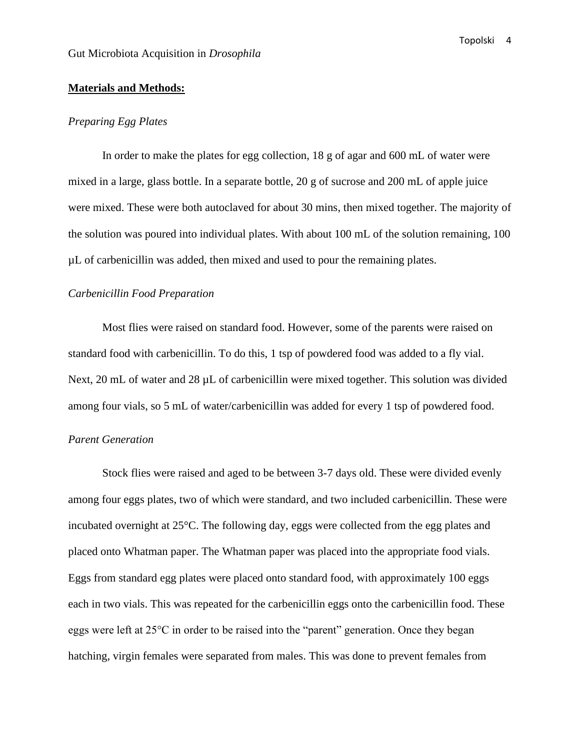**Materials and Methods:**

*Preparing Egg Plates*

In order to make the plates for egg collection, 18 g of agar and 600 mL of water were mixed in a large, glass bottle. In a separate bottle, 20 g of sucrose and 200 mL of apple juice were mixed. These were both autoclaved for about 30 mins, then mixed together. The majority of the solution was poured into individual plates. With about 100 mL of the solution remaining, 100 µL of carbenicillin was added, then mixed and used to pour the remaining plates.

*Carbenicillin Food Preparation*

Most flies were raised on standard food. However, some of the parents were raised on standard food with carbenicillin. To do this, 1 tsp of powdered food was added to a fly vial. Next, 20 mL of water and 28 µL of carbenicillin were mixed together. This solution was divided among four vials, so 5 mL of water/carbenicillin was added for every 1 tsp of powdered food.

*Parent Generation*

Stock flies were raised and aged to be between 3-7 days old. These were divided evenly among four eggs plates, two of which were standard, and two included carbenicillin. These were incubated overnight at 25°C. The following day, eggs were collected from the egg plates and placed onto Whatman paper. The Whatman paper was placed into the appropriate food vials. Eggs from standard egg plates were placed onto standard food, with approximately 100 eggs each in two vials. This was repeated for the carbenicillin eggs onto the carbenicillin food. These eggs were left at 25°C in order to be raised into the "parent" generation. Once they began hatching, virgin females were separated from males. This was done to prevent females from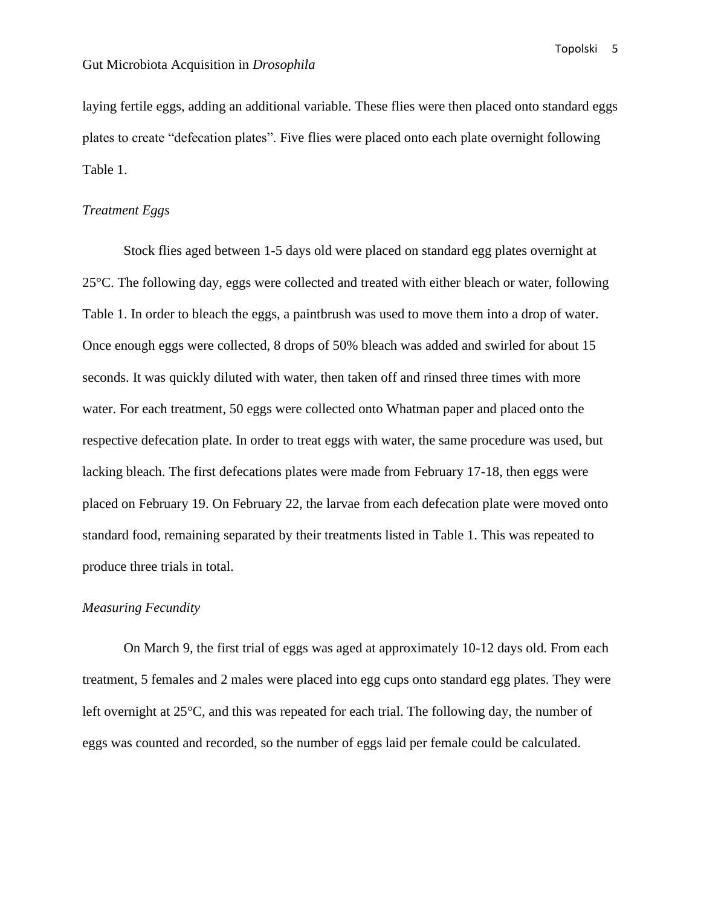laying fertile eggs, adding an additional variable. These flies were then placed onto standard eggs plates to create “defecation plates”. Five flies were placed onto each plate overnight following Table 1.

### *Treatment Eggs*

Stock flies aged between 1-5 days old were placed on standard egg plates overnight at 25°C. The following day, eggs were collected and treated with either bleach or water, following Table 1. In order to bleach the eggs, a paintbrush was used to move them into a drop of water. Once enough eggs were collected, 8 drops of 50% bleach was added and swirled for about 15 seconds. It was quickly diluted with water, then taken off and rinsed three times with more water. For each treatment, 50 eggs were collected onto Whatman paper and placed onto the respective defecation plate. In order to treat eggs with water, the same procedure was used, but lacking bleach. The first defecations plates were made from February 17-18, then eggs were placed on February 19. On February 22, the larvae from each defecation plate were moved onto standard food, remaining separated by their treatments listed in Table 1. This was repeated to produce three trials in total.

### *Measuring Fecundity*

On March 9, the first trial of eggs was aged at approximately 10-12 days old. From each treatment, 5 females and 2 males were placed into egg cups onto standard egg plates. They were left overnight at 25°C, and this was repeated for each trial. The following day, the number of eggs was counted and recorded, so the number of eggs laid per female could be calculated.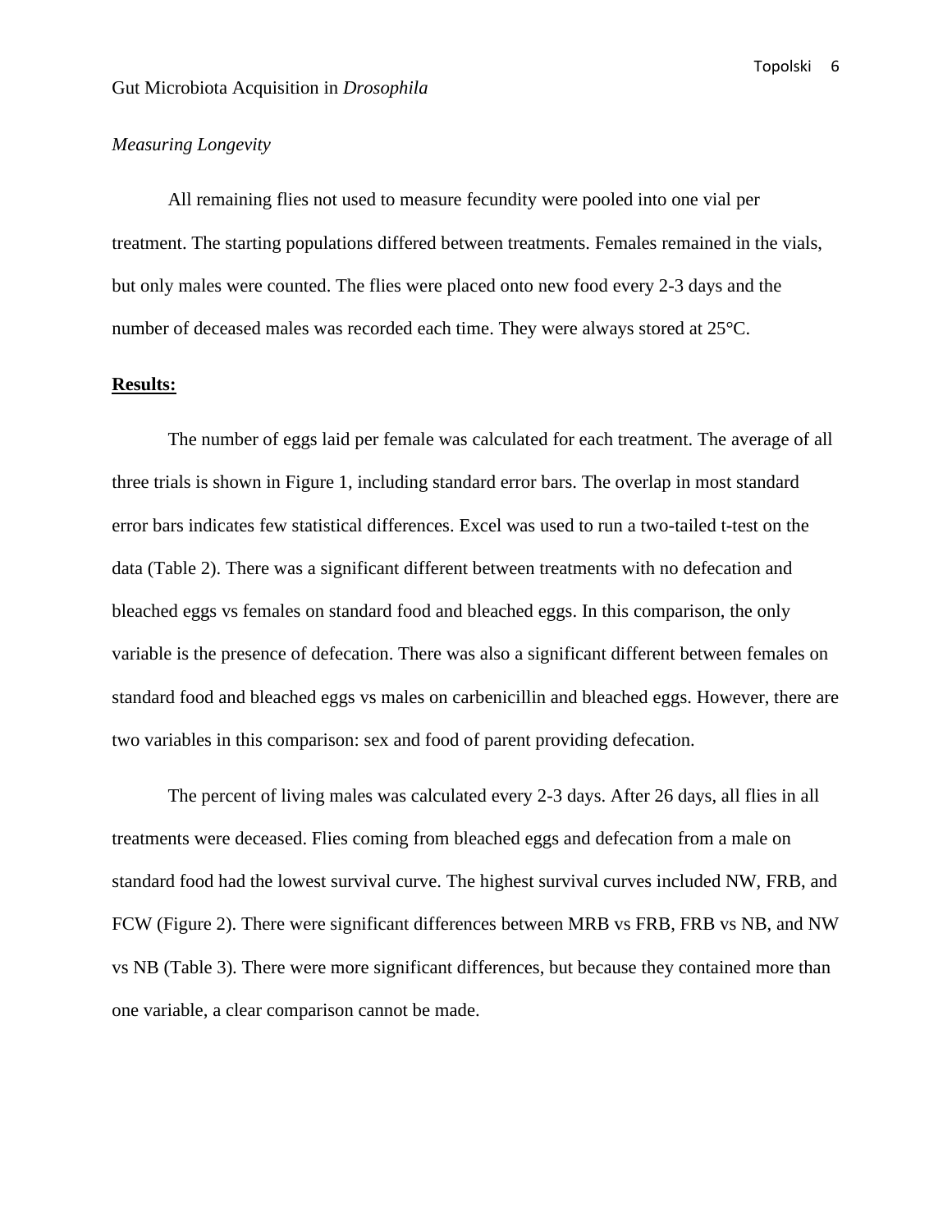*Measuring Longevity*

All remaining flies not used to measure fecundity were pooled into one vial per treatment. The starting populations differed between treatments. Females remained in the vials, but only males were counted. The flies were placed onto new food every 2-3 days and the number of deceased males was recorded each time. They were always stored at 25°C.

## **Results:**

The number of eggs laid per female was calculated for each treatment. The average of all three trials is shown in Figure 1, including standard error bars. The overlap in most standard error bars indicates few statistical differences. Excel was used to run a two-tailed t-test on the data (Table 2). There was a significant different between treatments with no defecation and bleached eggs vs females on standard food and bleached eggs. In this comparison, the only variable is the presence of defecation. There was also a significant different between females on standard food and bleached eggs vs males on carbenicillin and bleached eggs. However, there are two variables in this comparison: sex and food of parent providing defecation.

The percent of living males was calculated every 2-3 days. After 26 days, all flies in all treatments were deceased. Flies coming from bleached eggs and defecation from a male on standard food had the lowest survival curve. The highest survival curves included NW, FRB, and FCW (Figure 2). There were significant differences between MRB vs FRB, FRB vs NB, and NW vs NB (Table 3). There were more significant differences, but because they contained more than one variable, a clear comparison cannot be made.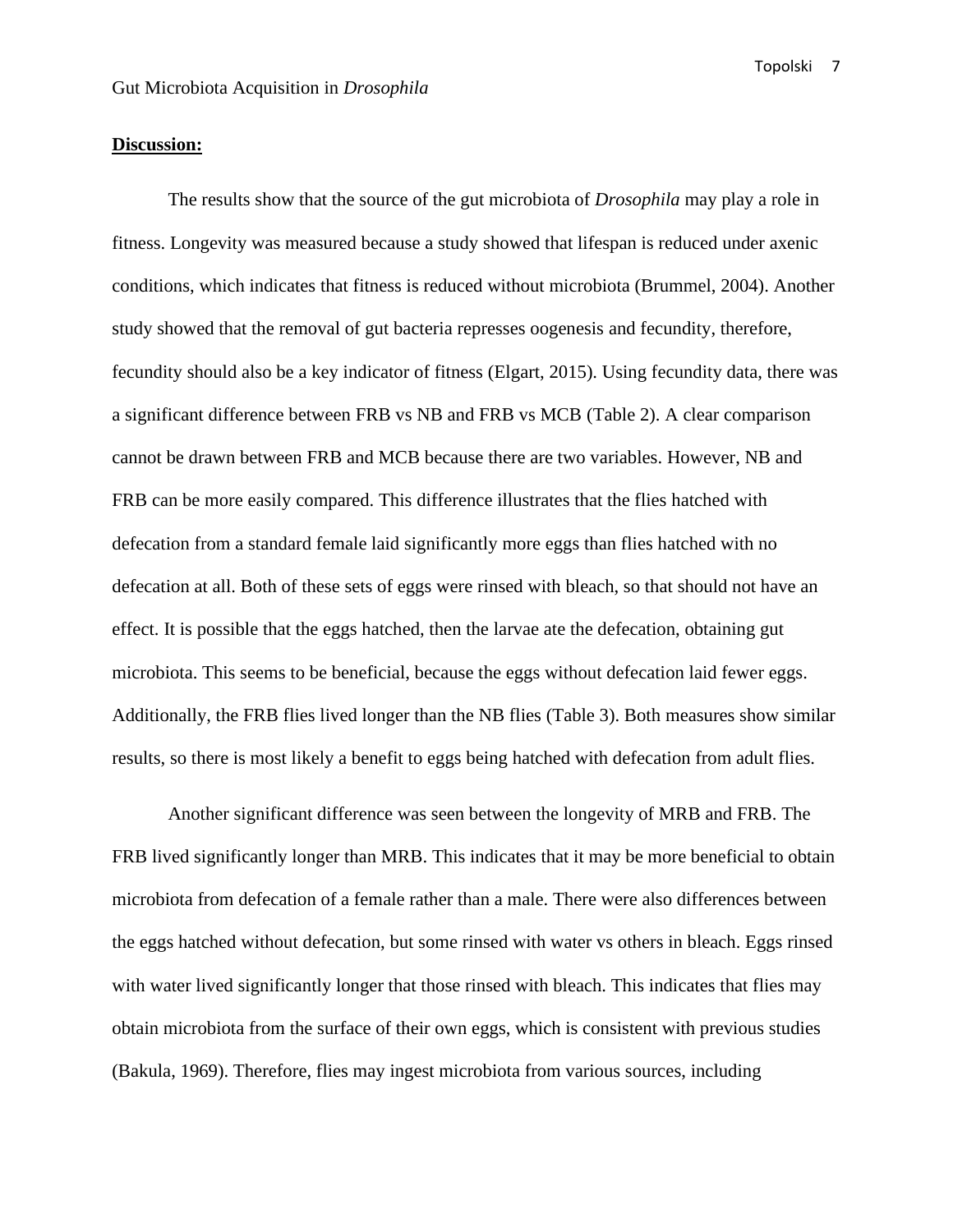## Discussion:

The results show that the source of the gut microbiota of *Drosophila* may play a role in fitness. Longevity was measured because a study showed that lifespan is reduced under axenic conditions, which indicates that fitness is reduced without microbiota (Brummel, 2004). Another study showed that the removal of gut bacteria represses oogenesis and fecundity, therefore, fecundity should also be a key indicator of fitness (Elgart, 2015). Using fecundity data, there was a significant difference between FRB vs NB and FRB vs MCB (Table 2). A clear comparison cannot be drawn between FRB and MCB because there are two variables. However, NB and FRB can be more easily compared. This difference illustrates that the flies hatched with defecation from a standard female laid significantly more eggs than flies hatched with no defecation at all. Both of these sets of eggs were rinsed with bleach, so that should not have an effect. It is possible that the eggs hatched, then the larvae ate the defecation, obtaining gut microbiota. This seems to be beneficial, because the eggs without defecation laid fewer eggs. Additionally, the FRB flies lived longer than the NB flies (Table 3). Both measures show similar results, so there is most likely a benefit to eggs being hatched with defecation from adult flies.

Another significant difference was seen between the longevity of MRB and FRB. The FRB lived significantly longer than MRB. This indicates that it may be more beneficial to obtain microbiota from defecation of a female rather than a male. There were also differences between the eggs hatched without defecation, but some rinsed with water vs others in bleach. Eggs rinsed with water lived significantly longer that those rinsed with bleach. This indicates that flies may obtain microbiota from the surface of their own eggs, which is consistent with previous studies (Bakula, 1969). Therefore, flies may ingest microbiota from various sources, including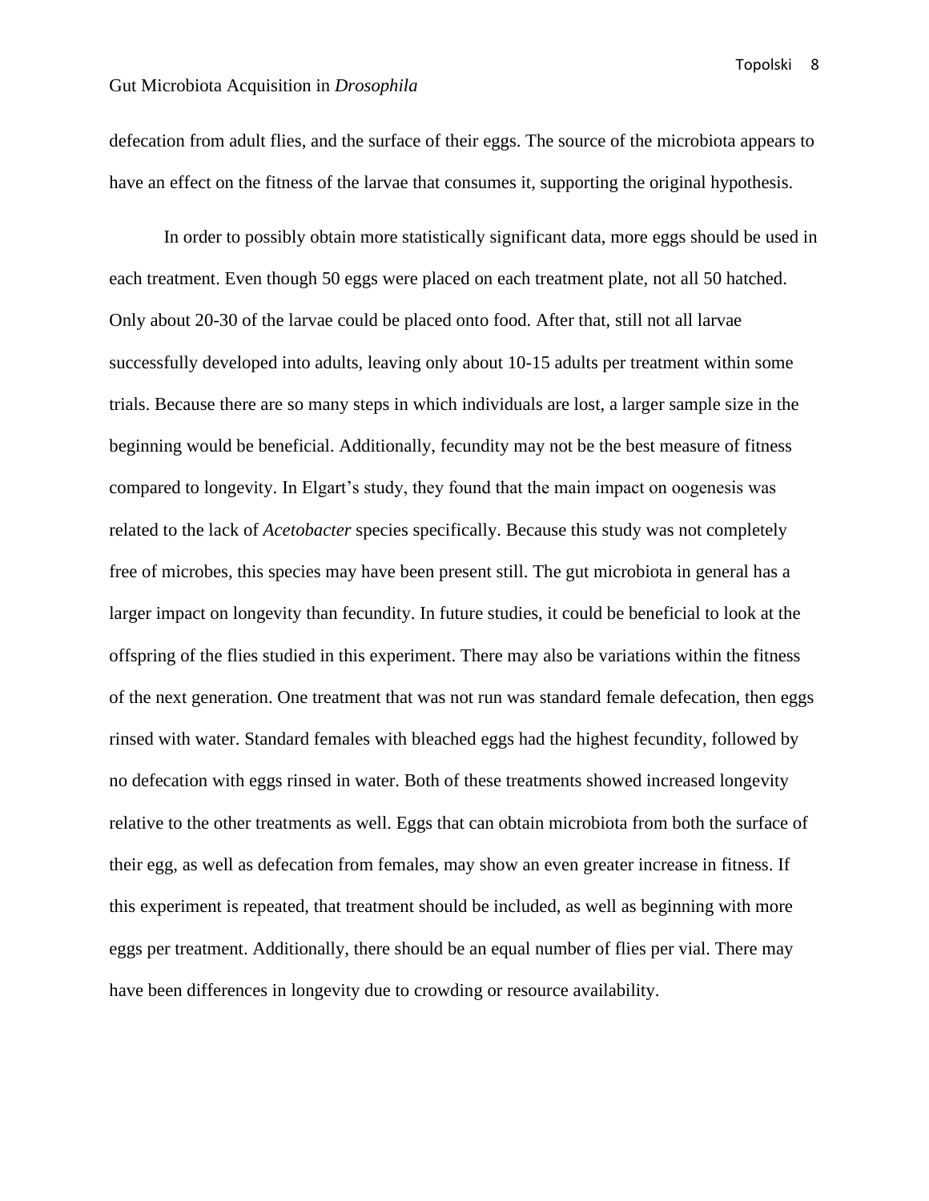defecation from adult flies, and the surface of their eggs. The source of the microbiota appears to have an effect on the fitness of the larvae that consumes it, supporting the original hypothesis.

In order to possibly obtain more statistically significant data, more eggs should be used in each treatment. Even though 50 eggs were placed on each treatment plate, not all 50 hatched. Only about 20-30 of the larvae could be placed onto food. After that, still not all larvae successfully developed into adults, leaving only about 10-15 adults per treatment within some trials. Because there are so many steps in which individuals are lost, a larger sample size in the beginning would be beneficial. Additionally, fecundity may not be the best measure of fitness compared to longevity. In Elgart's study, they found that the main impact on oogenesis was related to the lack of *Acetobacter* species specifically. Because this study was not completely free of microbes, this species may have been present still. The gut microbiota in general has a larger impact on longevity than fecundity. In future studies, it could be beneficial to look at the offspring of the flies studied in this experiment. There may also be variations within the fitness of the next generation. One treatment that was not run was standard female defecation, then eggs rinsed with water. Standard females with bleached eggs had the highest fecundity, followed by no defecation with eggs rinsed in water. Both of these treatments showed increased longevity relative to the other treatments as well. Eggs that can obtain microbiota from both the surface of their egg, as well as defecation from females, may show an even greater increase in fitness. If this experiment is repeated, that treatment should be included, as well as beginning with more eggs per treatment. Additionally, there should be an equal number of flies per vial. There may have been differences in longevity due to crowding or resource availability.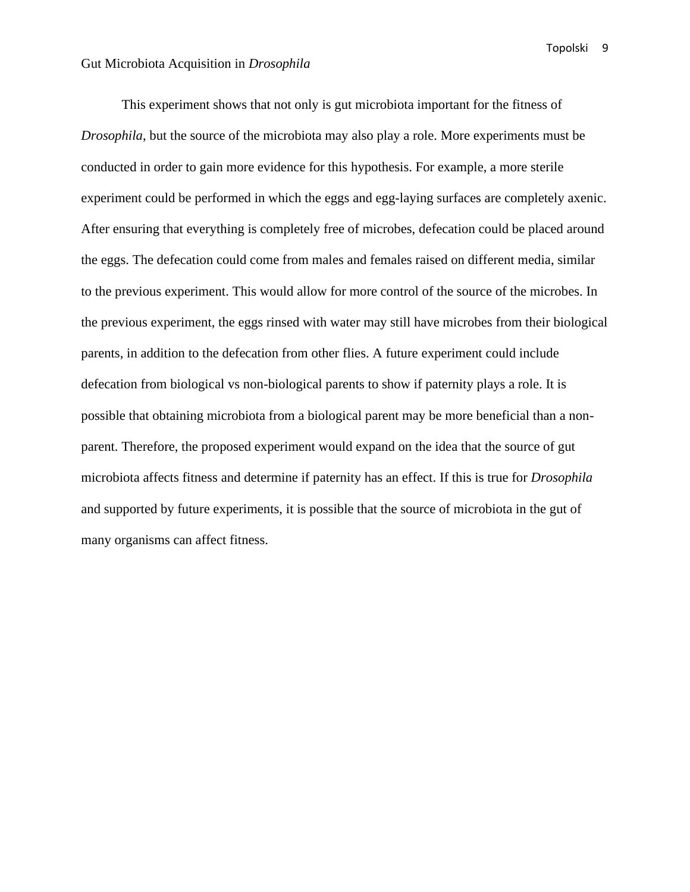This experiment shows that not only is gut microbiota important for the fitness of *Drosophila*, but the source of the microbiota may also play a role. More experiments must be conducted in order to gain more evidence for this hypothesis. For example, a more sterile experiment could be performed in which the eggs and egg-laying surfaces are completely axenic. After ensuring that everything is completely free of microbes, defecation could be placed around the eggs. The defecation could come from males and females raised on different media, similar to the previous experiment. This would allow for more control of the source of the microbes. In the previous experiment, the eggs rinsed with water may still have microbes from their biological parents, in addition to the defecation from other flies. A future experiment could include defecation from biological vs non-biological parents to show if paternity plays a role. It is possible that obtaining microbiota from a biological parent may be more beneficial than a non-parent. Therefore, the proposed experiment would expand on the idea that the source of gut microbiota affects fitness and determine if paternity has an effect. If this is true for *Drosophila* and supported by future experiments, it is possible that the source of microbiota in the gut of many organisms can affect fitness.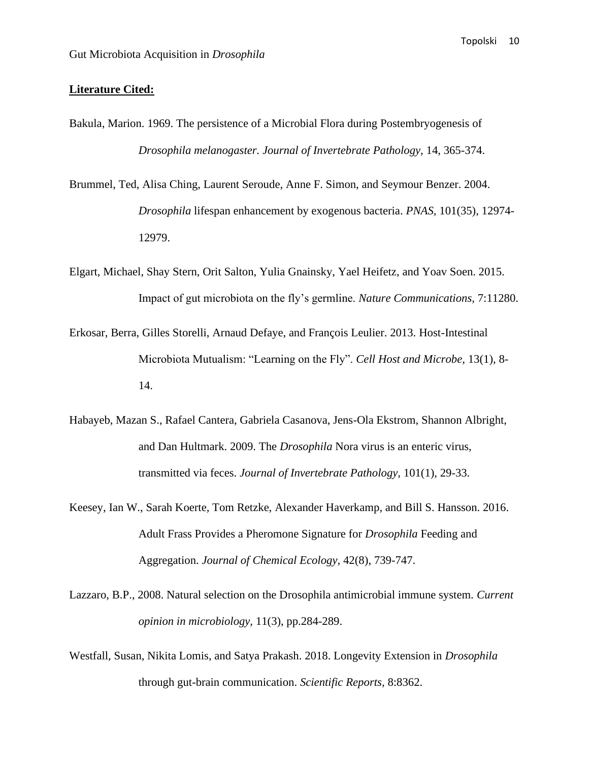**Literature Cited:**

Bakula, Marion. 1969. The persistence of a Microbial Flora during Postembryogenesis of *Drosophila melanogaster. Journal of Invertebrate Pathology,* 14, 365-374.

Brummel, Ted, Alisa Ching, Laurent Seroude, Anne F. Simon, and Seymour Benzer. 2004. *Drosophila* lifespan enhancement by exogenous bacteria. *PNAS,* 101(35), 12974-12979.

Elgart, Michael, Shay Stern, Orit Salton, Yulia Gnainsky, Yael Heifetz, and Yoav Soen. 2015. Impact of gut microbiota on the fly's germline. *Nature Communications,* 7:11280.

Erkosar, Berra, Gilles Storelli, Arnaud Defaye, and François Leulier. 2013. Host-Intestinal Microbiota Mutualism: "Learning on the Fly". *Cell Host and Microbe,* 13(1), 8-14.

Habayeb, Mazan S., Rafael Cantera, Gabriela Casanova, Jens-Ola Ekstrom, Shannon Albright, and Dan Hultmark. 2009. The *Drosophila* Nora virus is an enteric virus, transmitted via feces. *Journal of Invertebrate Pathology,* 101(1), 29-33.

Keesey, Ian W., Sarah Koerte, Tom Retzke, Alexander Haverkamp, and Bill S. Hansson. 2016. Adult Frass Provides a Pheromone Signature for *Drosophila* Feeding and Aggregation. *Journal of Chemical Ecology,* 42(8), 739-747.

Lazzaro, B.P., 2008. Natural selection on the Drosophila antimicrobial immune system. *Current opinion in microbiology*, 11(3), pp.284-289.

Westfall, Susan, Nikita Lomis, and Satya Prakash. 2018. Longevity Extension in *Drosophila* through gut-brain communication. *Scientific Reports,* 8:8362.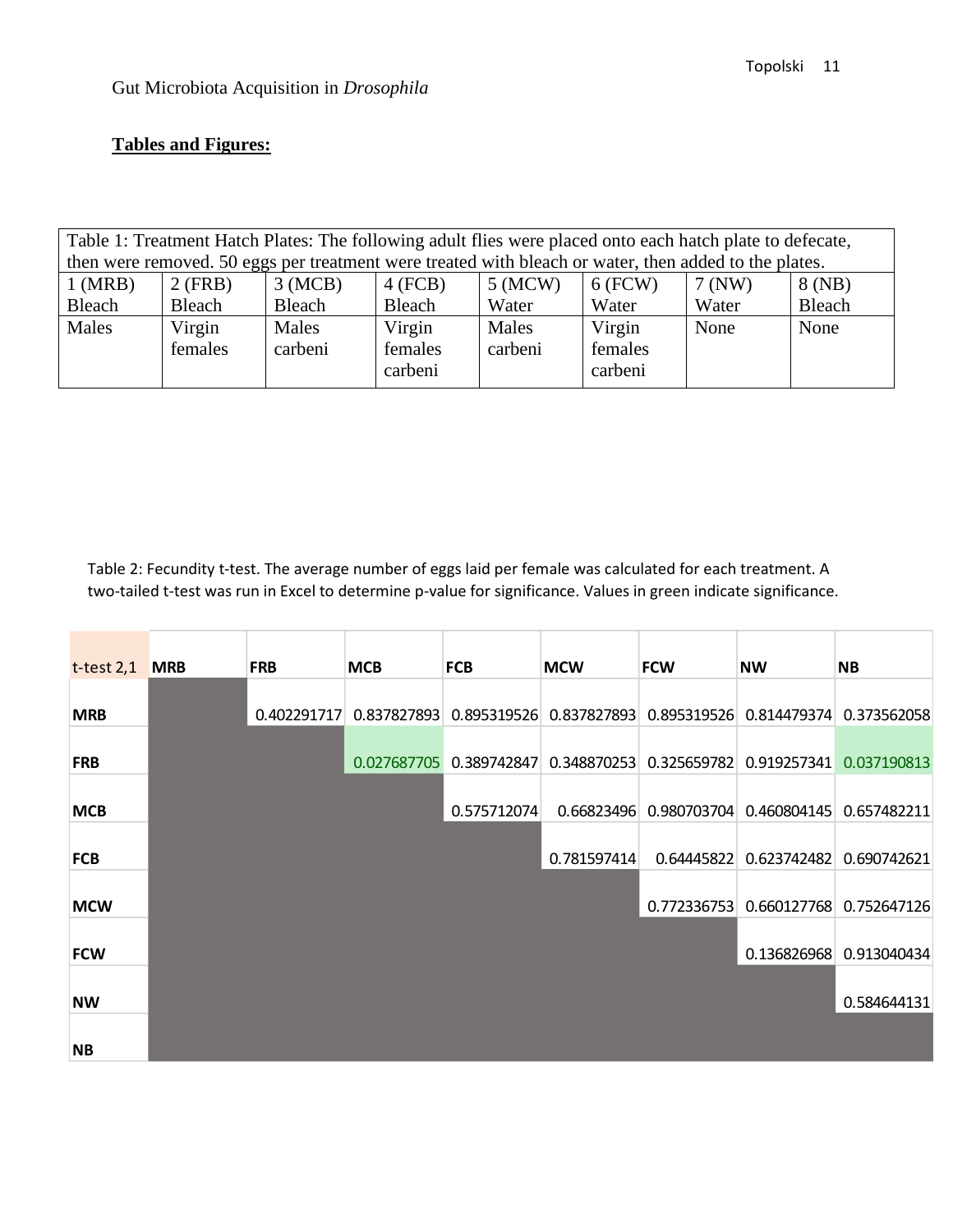Gut Microbiota Acquisition in *Drosophila*

**Tables and Figures:**

| Table 1: Treatment Hatch Plates: The following adult flies were placed onto each hatch plate to defecate, then were removed. 50 eggs per treatment were treated with bleach or water, then added to the plates. | | | | | | | |
|---|---|---|---|---|---|---|---|
| 1 (MRB) Bleach | 2 (FRB) Bleach | 3 (MCB) Bleach | 4 (FCB) Bleach | 5 (MCW) Water | 6 (FCW) Water | 7 (NW) Water | 8 (NB) Bleach |
| Males | Virgin females | Males carbeni | Virgin females carbeni | Males carbeni | Virgin females carbeni | None | None |

Table 2: Fecundity t-test. The average number of eggs laid per female was calculated for each treatment. A two-tailed t-test was run in Excel to determine p-value for significance. Values in green indicate significance.

| t-test 2,1 | MRB | FRB | MCB | FCB | MCW | FCW | NW | NB |
|---|---|---|---|---|---|---|---|---|
| **MRB** | | 0.402291717 | 0.837827893 | 0.895319526 | 0.837827893 | 0.895319526 | 0.814479374 | 0.373562058 |
| **FRB** | | | 0.027687705 | 0.389742847 | 0.348870253 | 0.325659782 | 0.919257341 | 0.037190813 |
| **MCB** | | | | 0.575712074 | 0.66823496 | 0.980703704 | 0.460804145 | 0.657482211 |
| **FCB** | | | | | 0.781597414 | 0.64445822 | 0.623742482 | 0.690742621 |
| **MCW** | | | | | | 0.772336753 | 0.660127768 | 0.752647126 |
| **FCW** | | | | | | | 0.136826968 | 0.913040434 |
| **NW** | | | | | | | | 0.584644131 |
| **NB** | | | | | | | | |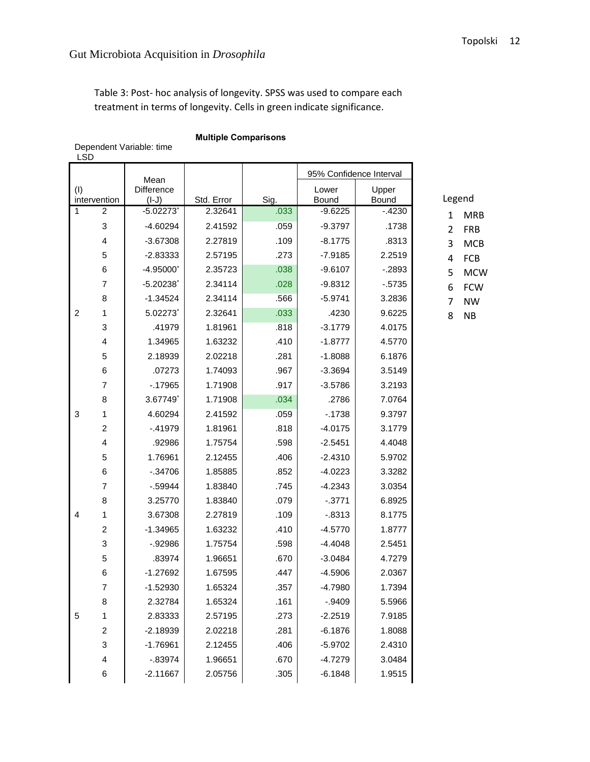Table 3: Post- hoc analysis of longevity. SPSS was used to compare each treatment in terms of longevity. Cells in green indicate significance.

**Multiple Comparisons**

Dependent Variable: time
LSD

| (I) intervention | (J) intervention | Mean Difference (I-J) | Std. Error | Sig. | 95% Confidence Interval Lower Bound | 95% Confidence Interval Upper Bound |
|---|---|---|---|---|---|---|
| 1 | 2 | -5.02273* | 2.32641 | .033 | -9.6225 | -.4230 |
| | 3 | -4.60294 | 2.41592 | .059 | -9.3797 | .1738 |
| | 4 | -3.67308 | 2.27819 | .109 | -8.1775 | .8313 |
| | 5 | -2.83333 | 2.57195 | .273 | -7.9185 | 2.2519 |
| | 6 | -4.95000* | 2.35723 | .038 | -9.6107 | -.2893 |
| | 7 | -5.20238* | 2.34114 | .028 | -9.8312 | -.5735 |
| | 8 | -1.34524 | 2.34114 | .566 | -5.9741 | 3.2836 |
| 2 | 1 | 5.02273* | 2.32641 | .033 | .4230 | 9.6225 |
| | 3 | .41979 | 1.81961 | .818 | -3.1779 | 4.0175 |
| | 4 | 1.34965 | 1.63232 | .410 | -1.8777 | 4.5770 |
| | 5 | 2.18939 | 2.02218 | .281 | -1.8088 | 6.1876 |
| | 6 | .07273 | 1.74093 | .967 | -3.3694 | 3.5149 |
| | 7 | -.17965 | 1.71908 | .917 | -3.5786 | 3.2193 |
| | 8 | 3.67749* | 1.71908 | .034 | .2786 | 7.0764 |
| 3 | 1 | 4.60294 | 2.41592 | .059 | -.1738 | 9.3797 |
| | 2 | -.41979 | 1.81961 | .818 | -4.0175 | 3.1779 |
| | 4 | .92986 | 1.75754 | .598 | -2.5451 | 4.4048 |
| | 5 | 1.76961 | 2.12455 | .406 | -2.4310 | 5.9702 |
| | 6 | -.34706 | 1.85885 | .852 | -4.0223 | 3.3282 |
| | 7 | -.59944 | 1.83840 | .745 | -4.2343 | 3.0354 |
| | 8 | 3.25770 | 1.83840 | .079 | -.3771 | 6.8925 |
| 4 | 1 | 3.67308 | 2.27819 | .109 | -.8313 | 8.1775 |
| | 2 | -1.34965 | 1.63232 | .410 | -4.5770 | 1.8777 |
| | 3 | -.92986 | 1.75754 | .598 | -4.4048 | 2.5451 |
| | 5 | .83974 | 1.96651 | .670 | -3.0484 | 4.7279 |
| | 6 | -1.27692 | 1.67595 | .447 | -4.5906 | 2.0367 |
| | 7 | -1.52930 | 1.65324 | .357 | -4.7980 | 1.7394 |
| | 8 | 2.32784 | 1.65324 | .161 | -.9409 | 5.5966 |
| 5 | 1 | 2.83333 | 2.57195 | .273 | -2.2519 | 7.9185 |
| | 2 | -2.18939 | 2.02218 | .281 | -6.1876 | 1.8088 |
| | 3 | -1.76961 | 2.12455 | .406 | -5.9702 | 2.4310 |
| | 4 | -.83974 | 1.96651 | .670 | -4.7279 | 3.0484 |
| | 6 | -2.11667 | 2.05756 | .305 | -6.1848 | 1.9515 |

Legend

| | |
|---|---|
| 1 | MRB |
| 2 | FRB |
| 3 | MCB |
| 4 | FCB |
| 5 | MCW |
| 6 | FCW |
| 7 | NW |
| 8 | NB |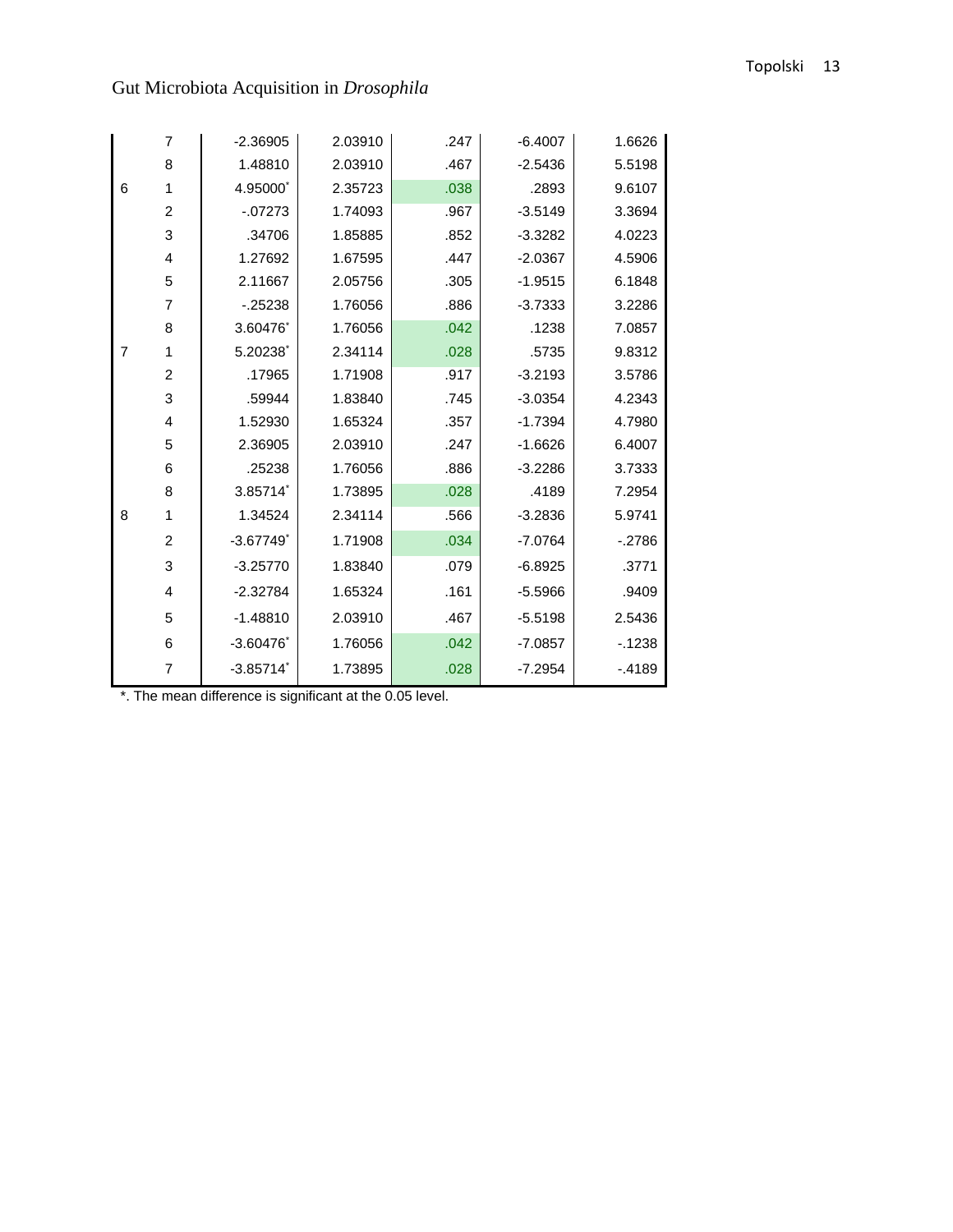| | | | | | | |
|---|---|---|---|---|---|---|
| | 7 | -2.36905 | 2.03910 | .247 | -6.4007 | 1.6626 |
| | 8 | 1.48810 | 2.03910 | .467 | -2.5436 | 5.5198 |
| 6 | 1 | 4.95000* | 2.35723 | .038 | .2893 | 9.6107 |
| | 2 | -.07273 | 1.74093 | .967 | -3.5149 | 3.3694 |
| | 3 | .34706 | 1.85885 | .852 | -3.3282 | 4.0223 |
| | 4 | 1.27692 | 1.67595 | .447 | -2.0367 | 4.5906 |
| | 5 | 2.11667 | 2.05756 | .305 | -1.9515 | 6.1848 |
| | 7 | -.25238 | 1.76056 | .886 | -3.7333 | 3.2286 |
| | 8 | 3.60476* | 1.76056 | .042 | .1238 | 7.0857 |
| 7 | 1 | 5.20238* | 2.34114 | .028 | .5735 | 9.8312 |
| | 2 | .17965 | 1.71908 | .917 | -3.2193 | 3.5786 |
| | 3 | .59944 | 1.83840 | .745 | -3.0354 | 4.2343 |
| | 4 | 1.52930 | 1.65324 | .357 | -1.7394 | 4.7980 |
| | 5 | 2.36905 | 2.03910 | .247 | -1.6626 | 6.4007 |
| | 6 | .25238 | 1.76056 | .886 | -3.2286 | 3.7333 |
| | 8 | 3.85714* | 1.73895 | .028 | .4189 | 7.2954 |
| 8 | 1 | 1.34524 | 2.34114 | .566 | -3.2836 | 5.9741 |
| | 2 | -3.67749* | 1.71908 | .034 | -7.0764 | -.2786 |
| | 3 | -3.25770 | 1.83840 | .079 | -6.8925 | .3771 |
| | 4 | -2.32784 | 1.65324 | .161 | -5.5966 | .9409 |
| | 5 | -1.48810 | 2.03910 | .467 | -5.5198 | 2.5436 |
| | 6 | -3.60476* | 1.76056 | .042 | -7.0857 | -.1238 |
| | 7 | -3.85714* | 1.73895 | .028 | -7.2954 | -.4189 |

*. The mean difference is significant at the 0.05 level.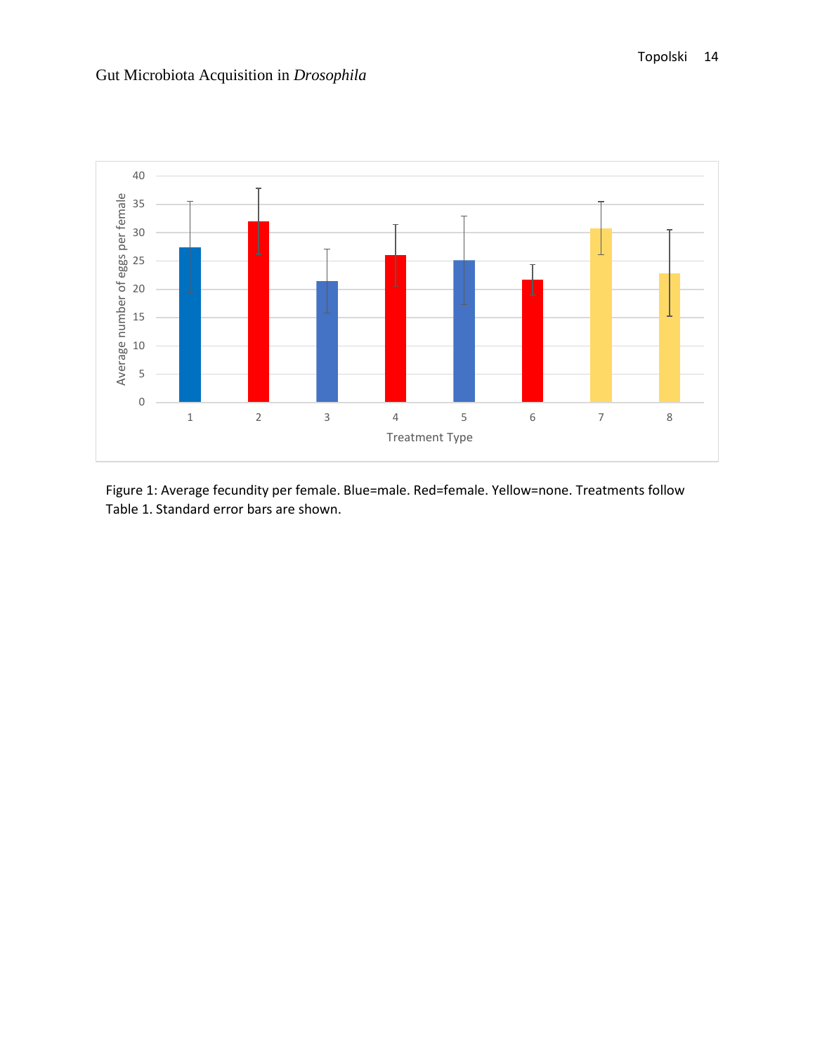Figure 1: Average fecundity per female. Blue=male. Red=female. Yellow=none. Treatments follow Table 1. Standard error bars are shown.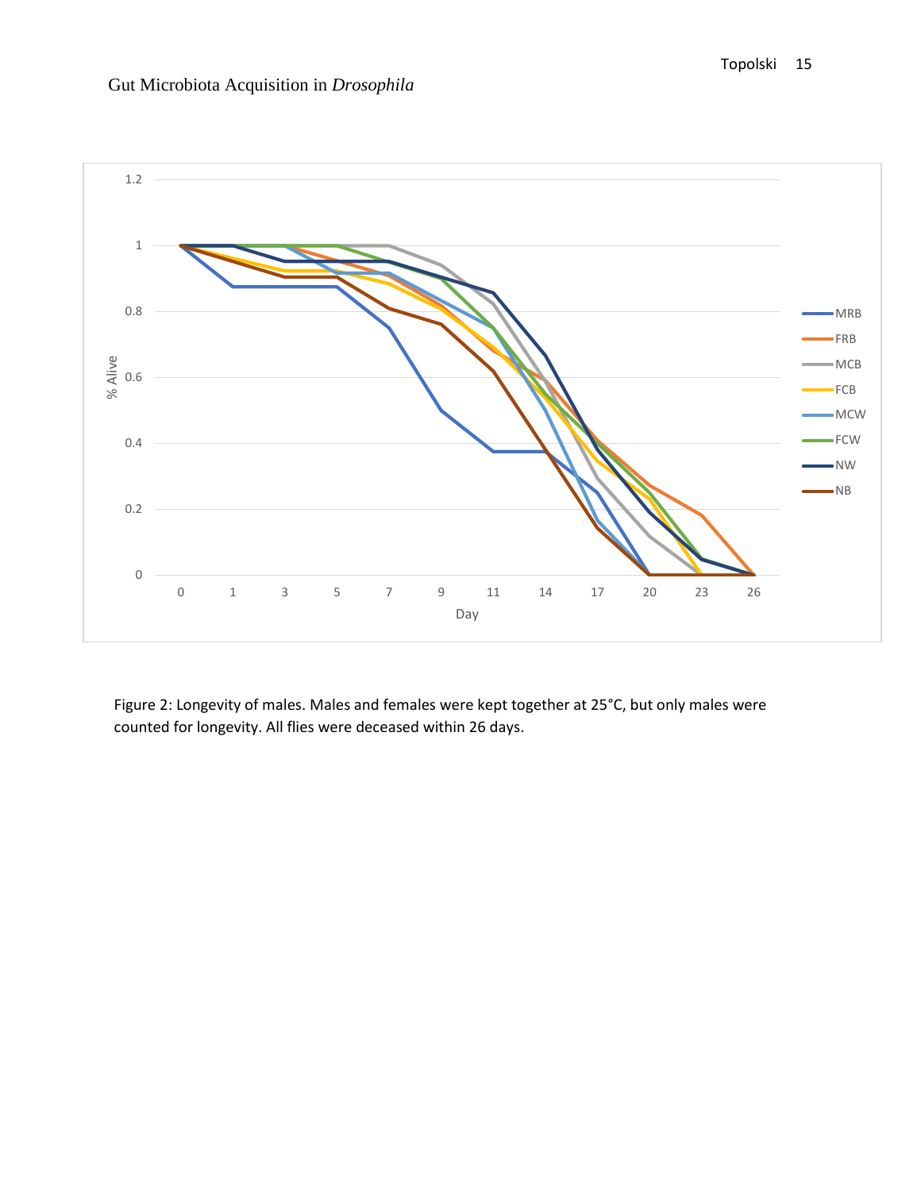1.2

1

0.8

0.6

0.4

0.2

0

% Alive

0 1 3 5 7 9 11 14 17 20 23 26

Day

MRB
FRB
MCB
FCB
MCW
FCW
NW
NB

Figure 2: Longevity of males. Males and females were kept together at 25°C, but only males were counted for longevity. All flies were deceased within 26 days.